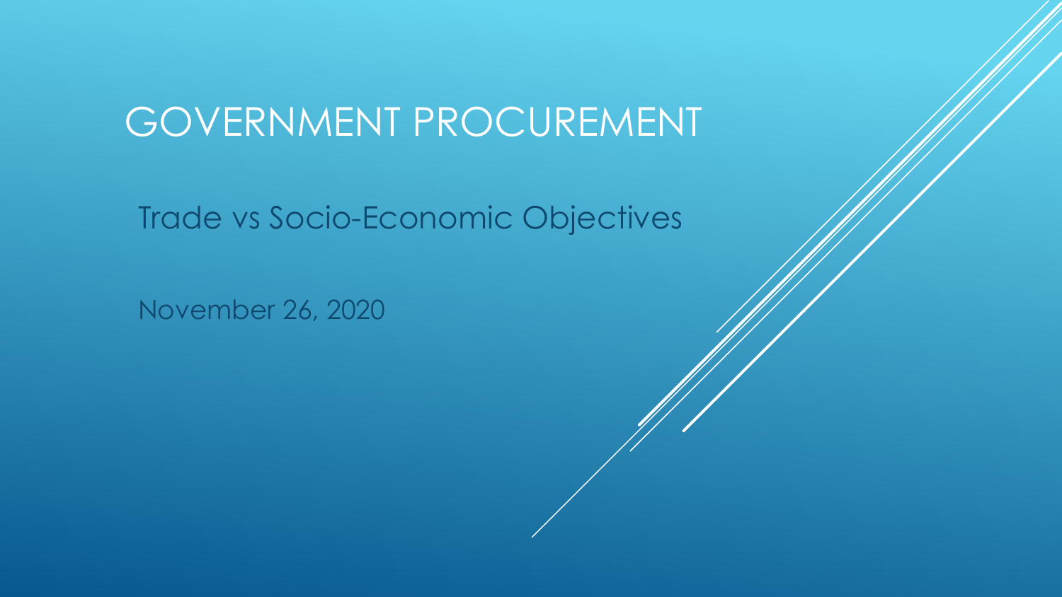# GOVERNMENT PROCUREMENT

Trade vs Socio-Economic Objectives

November 26, 2020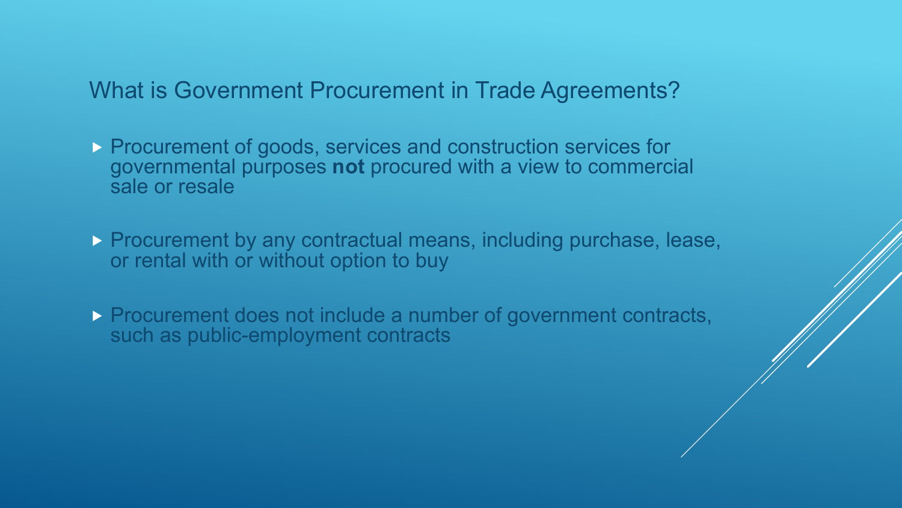## What is Government Procurement in Trade Agreements?

- Procurement of goods, services and construction services for governmental purposes **not** procured with a view to commercial sale or resale
- Procurement by any contractual means, including purchase, lease, or rental with or without option to buy
- Procurement does not include a number of government contracts, such as public-employment contracts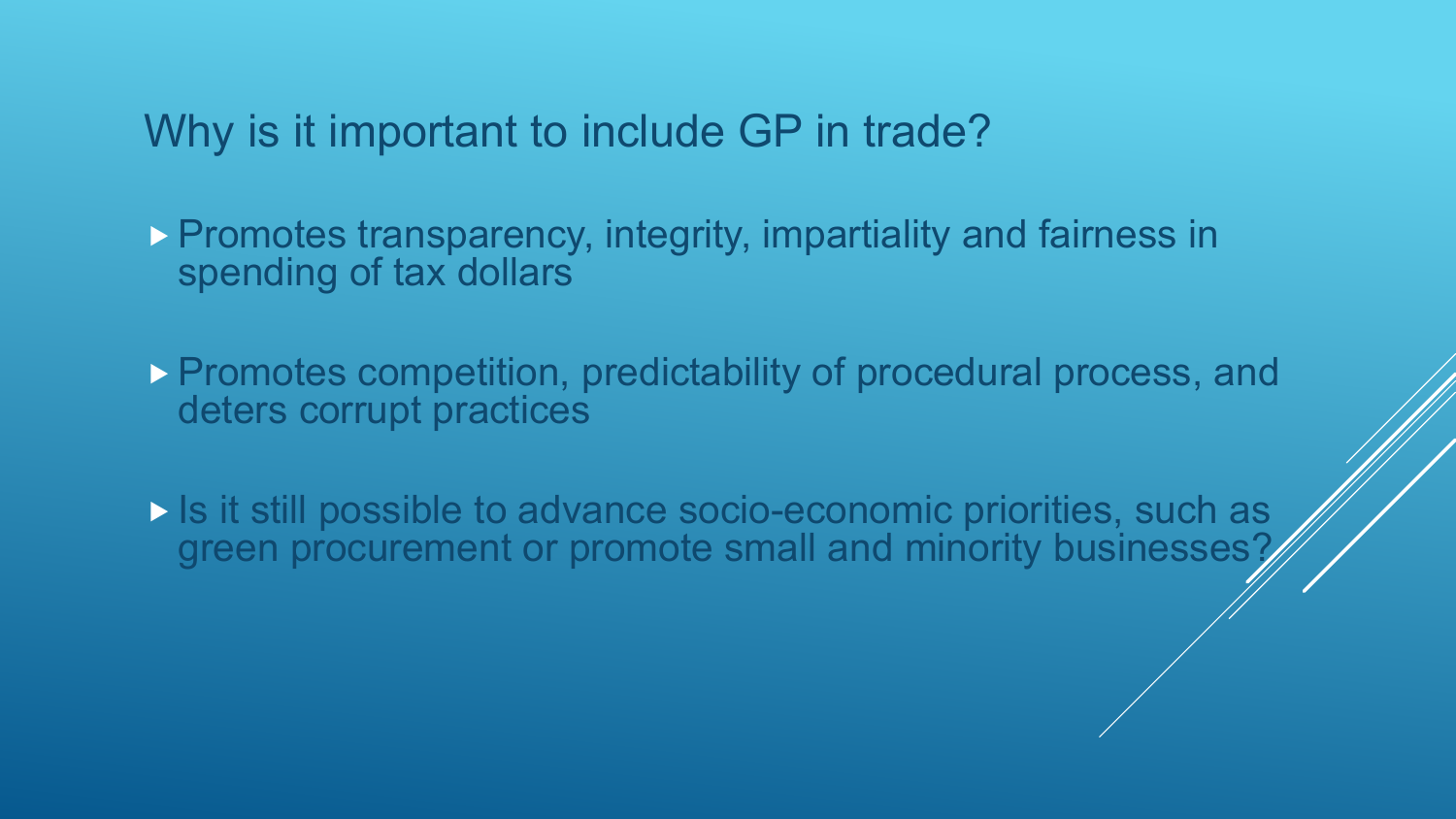## Why is it important to include GP in trade?

- Promotes transparency, integrity, impartiality and fairness in spending of tax dollars
- Promotes competition, predictability of procedural process, and deters corrupt practices
- Is it still possible to advance socio-economic priorities, such as green procurement or promote small and minority businesses?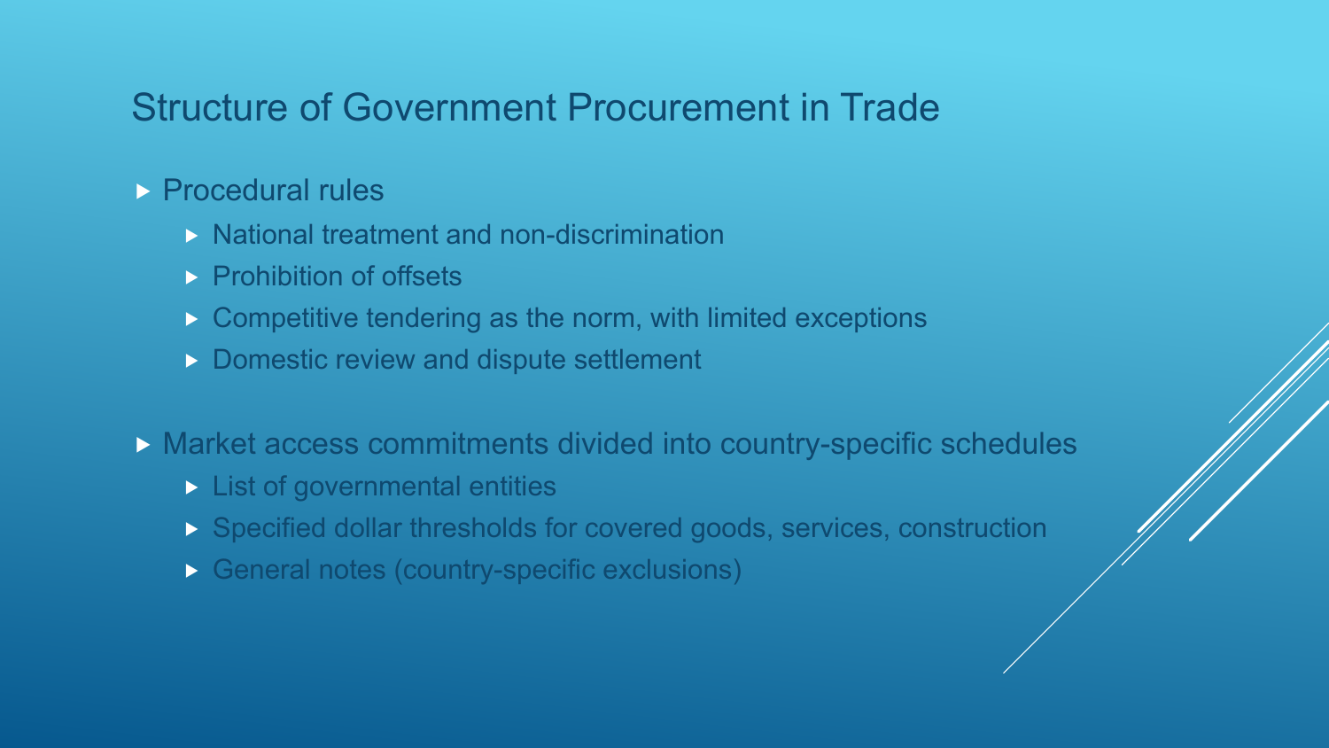# Structure of Government Procurement in Trade

- Procedural rules
  - National treatment and non-discrimination
  - Prohibition of offsets
  - Competitive tendering as the norm, with limited exceptions
  - Domestic review and dispute settlement
- Market access commitments divided into country-specific schedules
  - List of governmental entities
  - Specified dollar thresholds for covered goods, services, construction
  - General notes (country-specific exclusions)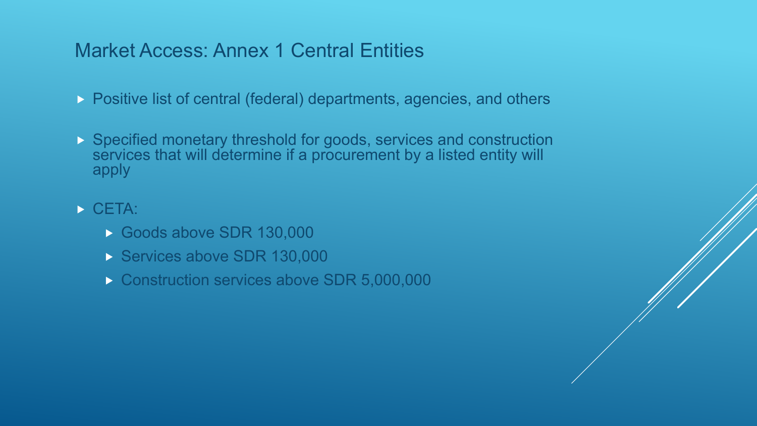# Market Access: Annex 1 Central Entities

- Positive list of central (federal) departments, agencies, and others
- Specified monetary threshold for goods, services and construction services that will determine if a procurement by a listed entity will apply
- CETA:
  - Goods above SDR 130,000
  - Services above SDR 130,000
  - Construction services above SDR 5,000,000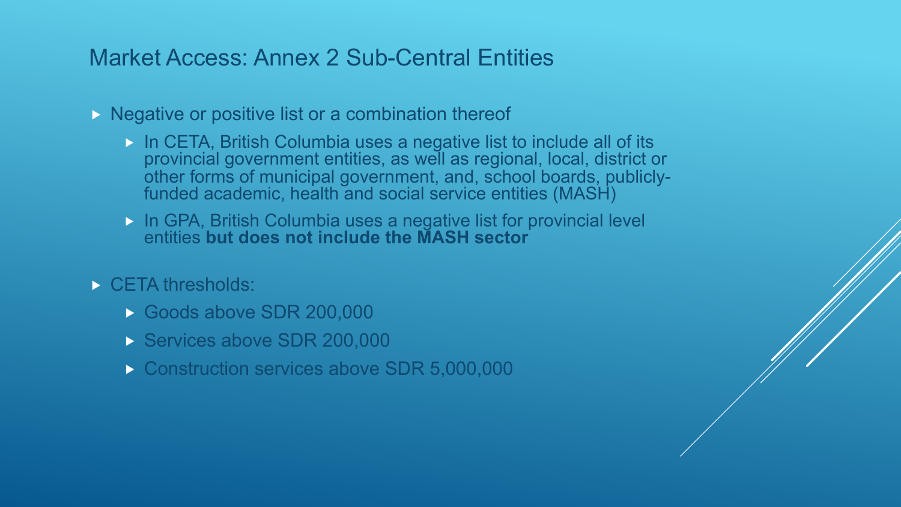# Market Access: Annex 2 Sub-Central Entities

- Negative or positive list or a combination thereof
  - In CETA, British Columbia uses a negative list to include all of its provincial government entities, as well as regional, local, district or other forms of municipal government, and, school boards, publicly-funded academic, health and social service entities (MASH)
  - In GPA, British Columbia uses a negative list for provincial level entities **but does not include the MASH sector**
- CETA thresholds:
  - Goods above SDR 200,000
  - Services above SDR 200,000
  - Construction services above SDR 5,000,000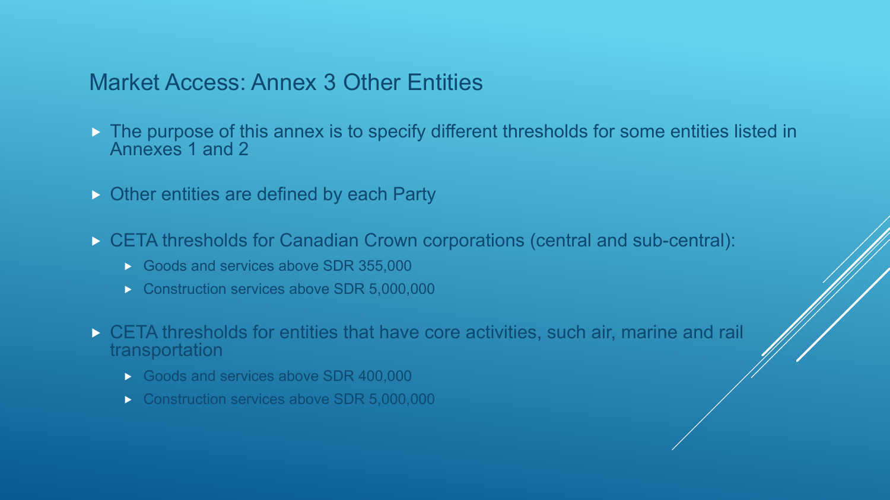# Market Access: Annex 3 Other Entities

- The purpose of this annex is to specify different thresholds for some entities listed in Annexes 1 and 2
- Other entities are defined by each Party
- CETA thresholds for Canadian Crown corporations (central and sub-central):
  - Goods and services above SDR 355,000
  - Construction services above SDR 5,000,000
- CETA thresholds for entities that have core activities, such air, marine and rail transportation
  - Goods and services above SDR 400,000
  - Construction services above SDR 5,000,000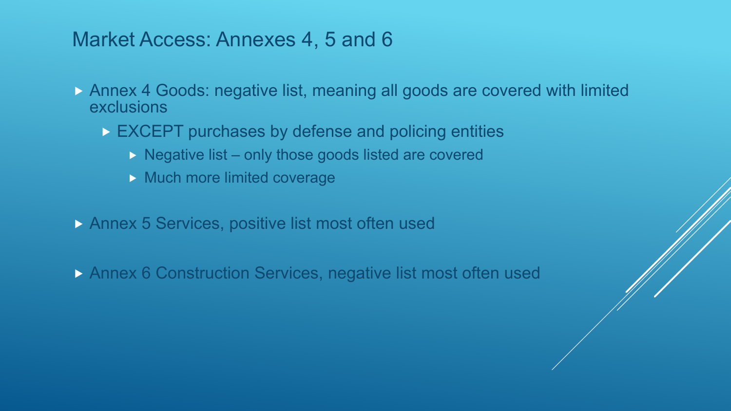## Market Access: Annexes 4, 5 and 6

- Annex 4 Goods: negative list, meaning all goods are covered with limited exclusions
  - EXCEPT purchases by defense and policing entities
    - Negative list – only those goods listed are covered
    - Much more limited coverage
- Annex 5 Services, positive list most often used
- Annex 6 Construction Services, negative list most often used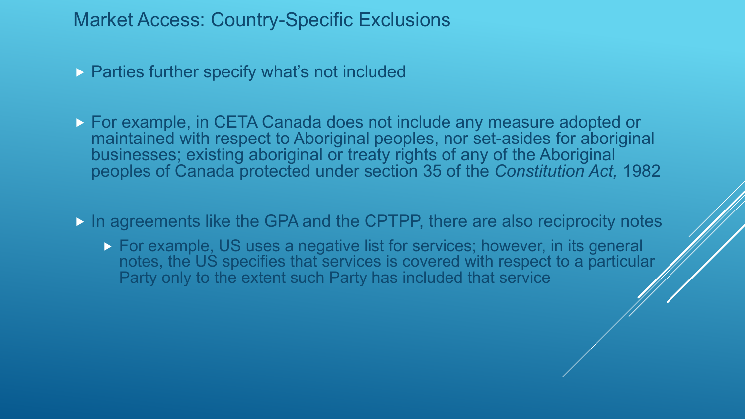# Market Access: Country-Specific Exclusions

- Parties further specify what's not included
- For example, in CETA Canada does not include any measure adopted or maintained with respect to Aboriginal peoples, nor set-asides for aboriginal businesses; existing aboriginal or treaty rights of any of the Aboriginal peoples of Canada protected under section 35 of the *Constitution Act,* 1982
- In agreements like the GPA and the CPTPP, there are also reciprocity notes
  - For example, US uses a negative list for services; however, in its general notes, the US specifies that services is covered with respect to a particular Party only to the extent such Party has included that service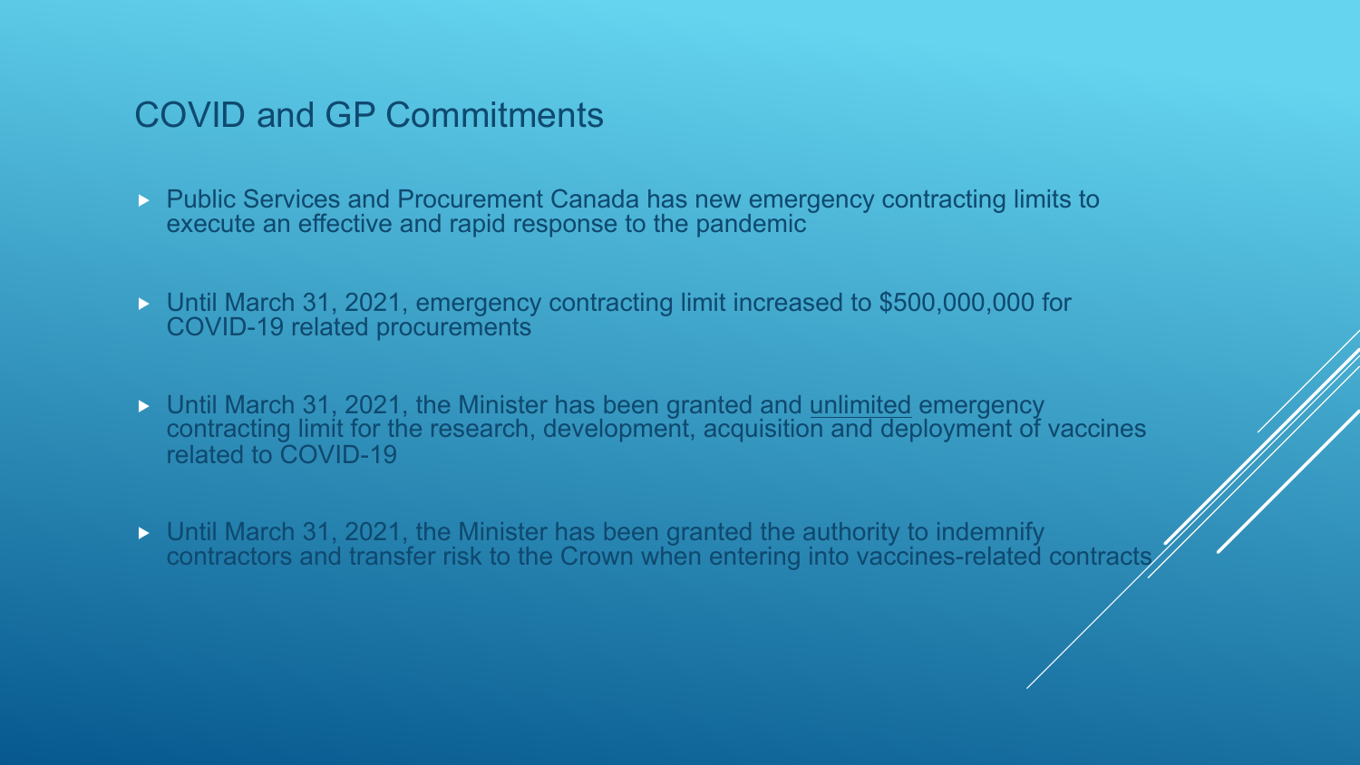## COVID and GP Commitments

- Public Services and Procurement Canada has new emergency contracting limits to execute an effective and rapid response to the pandemic
- Until March 31, 2021, emergency contracting limit increased to $500,000,000 for COVID-19 related procurements
- Until March 31, 2021, the Minister has been granted and <u>unlimited</u> emergency contracting limit for the research, development, acquisition and deployment of vaccines related to COVID-19
- Until March 31, 2021, the Minister has been granted the authority to indemnify contractors and transfer risk to the Crown when entering into vaccines-related contracts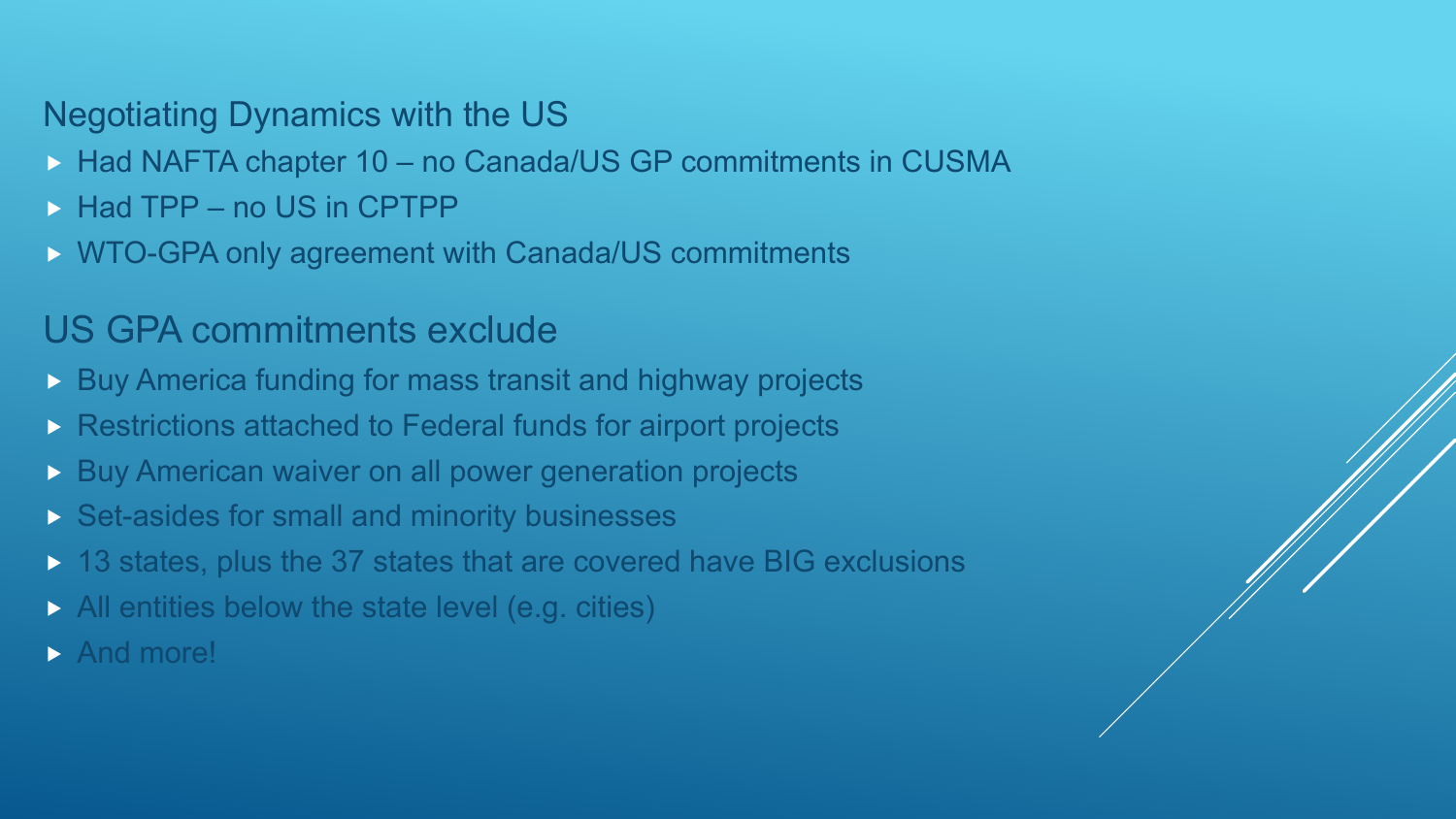## Negotiating Dynamics with the US

- Had NAFTA chapter 10 – no Canada/US GP commitments in CUSMA
- Had TPP – no US in CPTPP
- WTO-GPA only agreement with Canada/US commitments

## US GPA commitments exclude

- Buy America funding for mass transit and highway projects
- Restrictions attached to Federal funds for airport projects
- Buy American waiver on all power generation projects
- Set-asides for small and minority businesses
- 13 states, plus the 37 states that are covered have BIG exclusions
- All entities below the state level (e.g. cities)
- And more!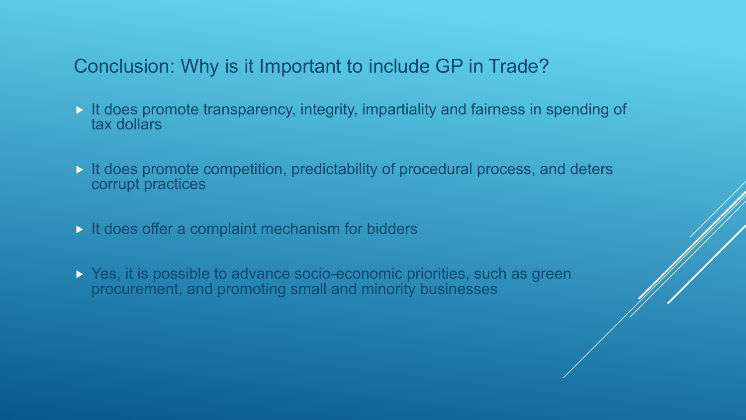## Conclusion: Why is it Important to include GP in Trade?

- It does promote transparency, integrity, impartiality and fairness in spending of tax dollars
- It does promote competition, predictability of procedural process, and deters corrupt practices
- It does offer a complaint mechanism for bidders
- Yes, it is possible to advance socio-economic priorities, such as green procurement, and promoting small and minority businesses